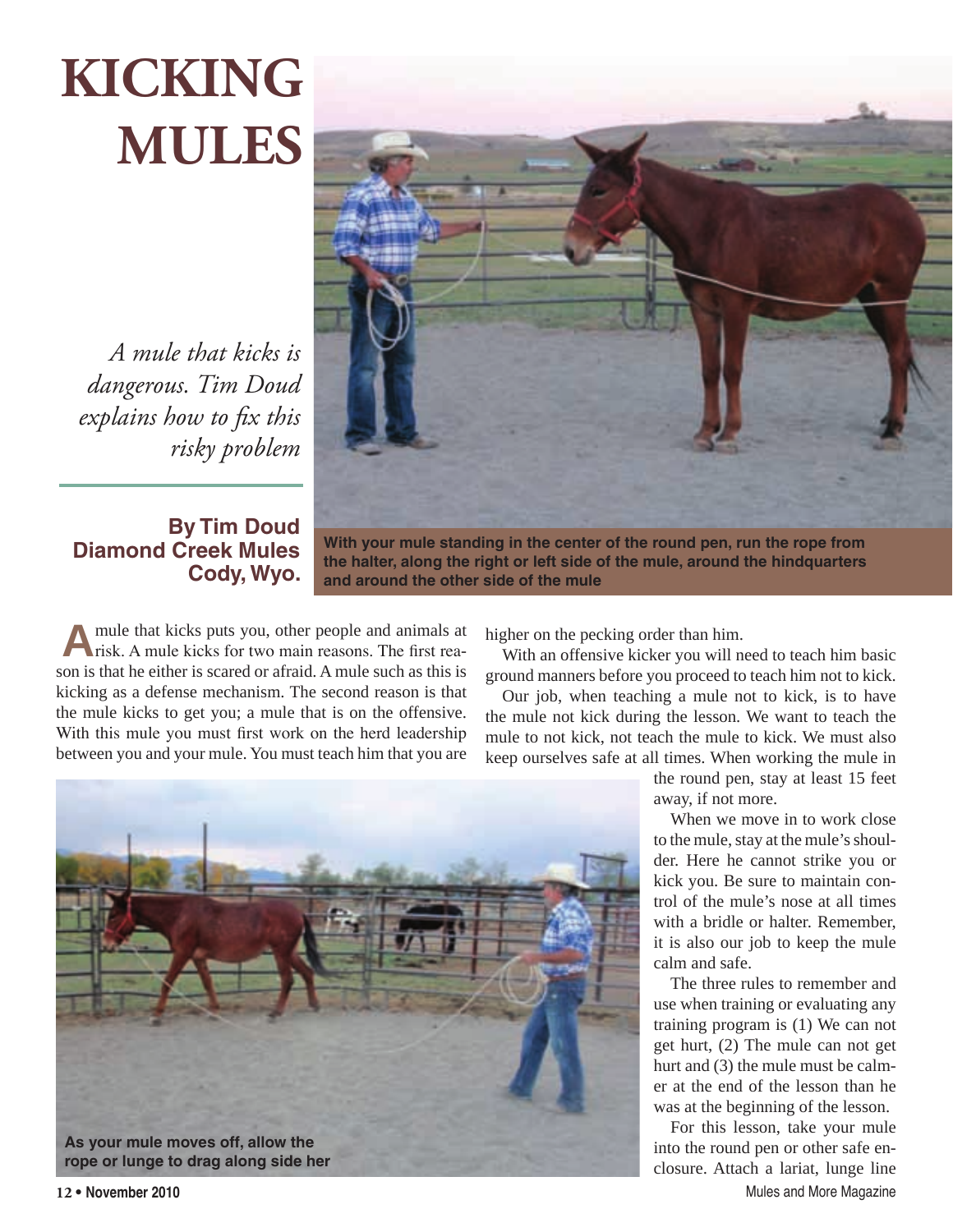# KICKING MULES

*A mule that kicks is dangerous. Tim Doud explains how to fix this risky problem*

**By Tim Doud**
**Diamond Creek Mules**
**Cody, Wyo.**

**With your mule standing in the center of the round pen, run the rope from the halter, along the right or left side of the mule, around the hindquarters and around the other side of the mule**

A mule that kicks puts you, other people and animals at risk. A mule kicks for two main reasons. The first reason is that he either is scared or afraid. A mule such as this is kicking as a defense mechanism. The second reason is that the mule kicks to get you; a mule that is on the offensive. With this mule you must first work on the herd leadership between you and your mule. You must teach him that you are higher on the pecking order than him.

With an offensive kicker you will need to teach him basic ground manners before you proceed to teach him not to kick.

Our job, when teaching a mule not to kick, is to have the mule not kick during the lesson. We want to teach the mule to not kick, not teach the mule to kick. We must also keep ourselves safe at all times. When working the mule in the round pen, stay at least 15 feet away, if not more.

When we move in to work close to the mule, stay at the mule's shoulder. Here he cannot strike you or kick you. Be sure to maintain control of the mule's nose at all times with a bridle or halter. Remember, it is also our job to keep the mule calm and safe.

The three rules to remember and use when training or evaluating any training program is (1) We can not get hurt, (2) The mule can not get hurt and (3) the mule must be calmer at the end of the lesson than he was at the beginning of the lesson.

For this lesson, take your mule into the round pen or other safe enclosure. Attach a lariat, lunge line

**As your mule moves off, allow the rope or lunge to drag along side her**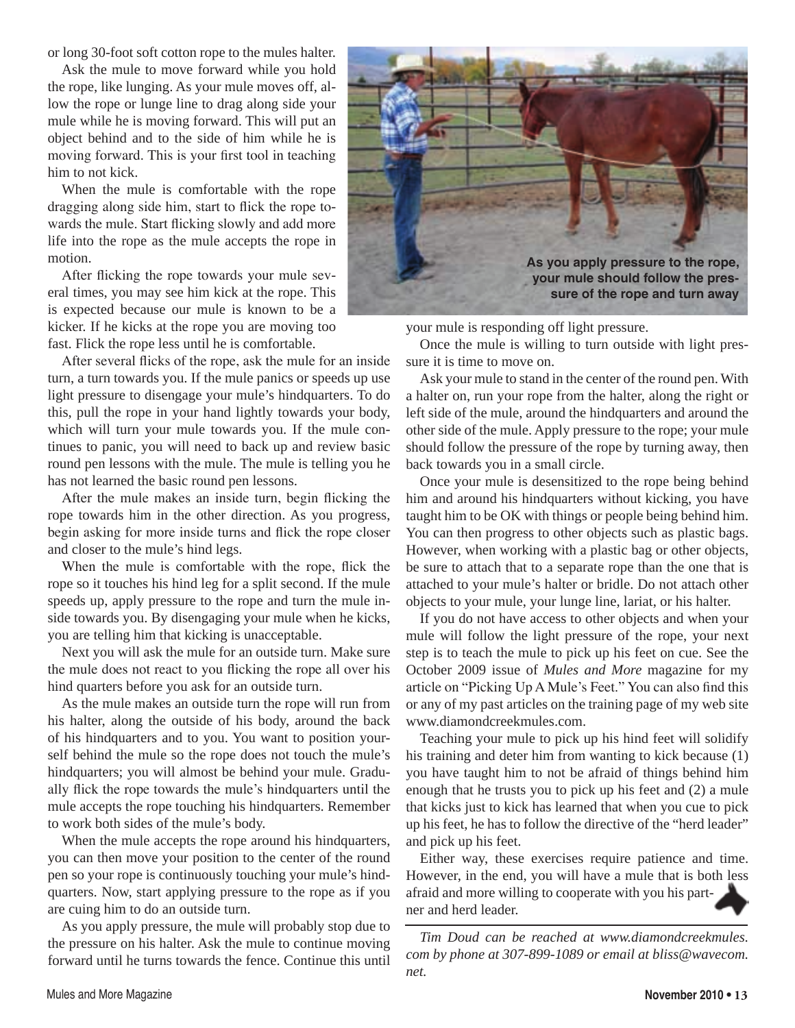or long 30-foot soft cotton rope to the mules halter.

Ask the mule to move forward while you hold the rope, like lunging. As your mule moves off, allow the rope or lunge line to drag along side your mule while he is moving forward. This will put an object behind and to the side of him while he is moving forward. This is your first tool in teaching him to not kick.

When the mule is comfortable with the rope dragging along side him, start to flick the rope towards the mule. Start flicking slowly and add more life into the rope as the mule accepts the rope in motion.

After flicking the rope towards your mule several times, you may see him kick at the rope. This is expected because our mule is known to be a kicker. If he kicks at the rope you are moving too fast. Flick the rope less until he is comfortable.

After several flicks of the rope, ask the mule for an inside turn, a turn towards you. If the mule panics or speeds up use light pressure to disengage your mule's hindquarters. To do this, pull the rope in your hand lightly towards your body, which will turn your mule towards you. If the mule continues to panic, you will need to back up and review basic round pen lessons with the mule. The mule is telling you he has not learned the basic round pen lessons.

After the mule makes an inside turn, begin flicking the rope towards him in the other direction. As you progress, begin asking for more inside turns and flick the rope closer and closer to the mule's hind legs.

When the mule is comfortable with the rope, flick the rope so it touches his hind leg for a split second. If the mule speeds up, apply pressure to the rope and turn the mule inside towards you. By disengaging your mule when he kicks, you are telling him that kicking is unacceptable.

Next you will ask the mule for an outside turn. Make sure the mule does not react to you flicking the rope all over his hind quarters before you ask for an outside turn.

As the mule makes an outside turn the rope will run from his halter, along the outside of his body, around the back of his hindquarters and to you. You want to position yourself behind the mule so the rope does not touch the mule's hindquarters; you will almost be behind your mule. Gradually flick the rope towards the mule's hindquarters until the mule accepts the rope touching his hindquarters. Remember to work both sides of the mule's body.

When the mule accepts the rope around his hindquarters, you can then move your position to the center of the round pen so your rope is continuously touching your mule's hindquarters. Now, start applying pressure to the rope as if you are cuing him to do an outside turn.

As you apply pressure, the mule will probably stop due to the pressure on his halter. Ask the mule to continue moving forward until he turns towards the fence. Continue this until your mule is responding off light pressure.

**As you apply pressure to the rope, your mule should follow the pressure of the rope and turn away**

Once the mule is willing to turn outside with light pressure it is time to move on.

Ask your mule to stand in the center of the round pen. With a halter on, run your rope from the halter, along the right or left side of the mule, around the hindquarters and around the other side of the mule. Apply pressure to the rope; your mule should follow the pressure of the rope by turning away, then back towards you in a small circle.

Once your mule is desensitized to the rope being behind him and around his hindquarters without kicking, you have taught him to be OK with things or people being behind him. You can then progress to other objects such as plastic bags. However, when working with a plastic bag or other objects, be sure to attach that to a separate rope than the one that is attached to your mule's halter or bridle. Do not attach other objects to your mule, your lunge line, lariat, or his halter.

If you do not have access to other objects and when your mule will follow the light pressure of the rope, your next step is to teach the mule to pick up his feet on cue. See the October 2009 issue of *Mules and More* magazine for my article on "Picking Up A Mule's Feet." You can also find this or any of my past articles on the training page of my web site www.diamondcreekmules.com.

Teaching your mule to pick up his hind feet will solidify his training and deter him from wanting to kick because (1) you have taught him to not be afraid of things behind him enough that he trusts you to pick up his feet and (2) a mule that kicks just to kick has learned that when you cue to pick up his feet, he has to follow the directive of the "herd leader" and pick up his feet.

Either way, these exercises require patience and time. However, in the end, you will have a mule that is both less afraid and more willing to cooperate with you his partner and herd leader.

*Tim Doud can be reached at www.diamondcreekmules.com by phone at 307-899-1089 or email at bliss@wavecom.net.*